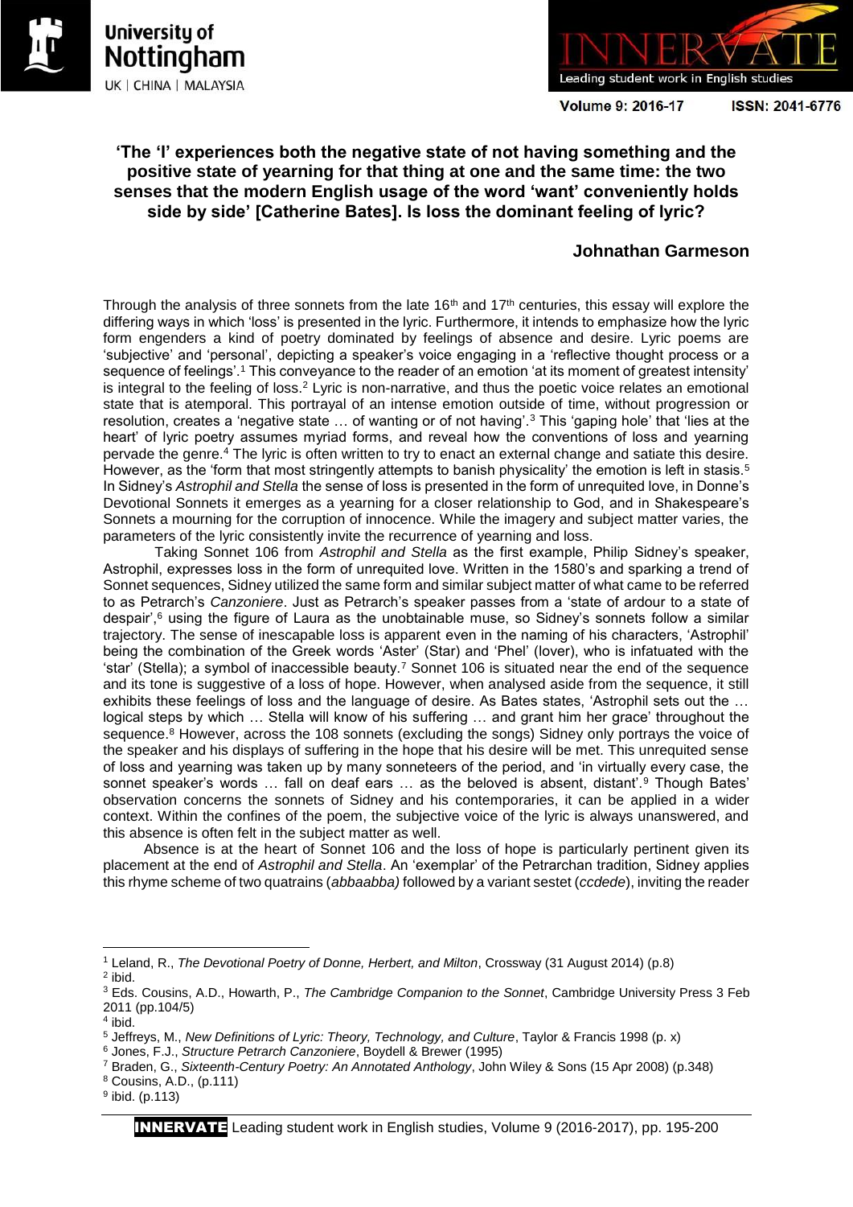## 'The 'I' experiences both the negative state of not having something and the positive state of yearning for that thing at one and the same time: the two senses that the modern English usage of the word 'want' conveniently holds side by side' [Catherine Bates]. Is loss the dominant feeling of lyric?

**Johnathan Garmeson**

Through the analysis of three sonnets from the late 16th and 17th centuries, this essay will explore the differing ways in which 'loss' is presented in the lyric. Furthermore, it intends to emphasize how the lyric form engenders a kind of poetry dominated by feelings of absence and desire. Lyric poems are 'subjective' and 'personal', depicting a speaker's voice engaging in a 'reflective thought process or a sequence of feelings'.[1] This conveyance to the reader of an emotion 'at its moment of greatest intensity' is integral to the feeling of loss.[2] Lyric is non-narrative, and thus the poetic voice relates an emotional state that is atemporal. This portrayal of an intense emotion outside of time, without progression or resolution, creates a 'negative state … of wanting or of not having'.[3] This 'gaping hole' that 'lies at the heart' of lyric poetry assumes myriad forms, and reveal how the conventions of loss and yearning pervade the genre.[4] The lyric is often written to try to enact an external change and satiate this desire. However, as the 'form that most stringently attempts to banish physicality' the emotion is left in stasis.[5] In Sidney's *Astrophil and Stella* the sense of loss is presented in the form of unrequited love, in Donne's Devotional Sonnets it emerges as a yearning for a closer relationship to God, and in Shakespeare's Sonnets a mourning for the corruption of innocence. While the imagery and subject matter varies, the parameters of the lyric consistently invite the recurrence of yearning and loss.

Taking Sonnet 106 from *Astrophil and Stella* as the first example, Philip Sidney's speaker, Astrophil, expresses loss in the form of unrequited love. Written in the 1580's and sparking a trend of Sonnet sequences, Sidney utilized the same form and similar subject matter of what came to be referred to as Petrarch's *Canzoniere*. Just as Petrarch's speaker passes from a 'state of ardour to a state of despair',[6] using the figure of Laura as the unobtainable muse, so Sidney's sonnets follow a similar trajectory. The sense of inescapable loss is apparent even in the naming of his characters, 'Astrophil' being the combination of the Greek words 'Aster' (Star) and 'Phel' (lover), who is infatuated with the 'star' (Stella); a symbol of inaccessible beauty.[7] Sonnet 106 is situated near the end of the sequence and its tone is suggestive of a loss of hope. However, when analysed aside from the sequence, it still exhibits these feelings of loss and the language of desire. As Bates states, 'Astrophil sets out the … logical steps by which … Stella will know of his suffering … and grant him her grace' throughout the sequence.[8] However, across the 108 sonnets (excluding the songs) Sidney only portrays the voice of the speaker and his displays of suffering in the hope that his desire will be met. This unrequited sense of loss and yearning was taken up by many sonneteers of the period, and 'in virtually every case, the sonnet speaker's words … fall on deaf ears … as the beloved is absent, distant'.[9] Though Bates' observation concerns the sonnets of Sidney and his contemporaries, it can be applied in a wider context. Within the confines of the poem, the subjective voice of the lyric is always unanswered, and this absence is often felt in the subject matter as well.

Absence is at the heart of Sonnet 106 and the loss of hope is particularly pertinent given its placement at the end of *Astrophil and Stella*. An 'exemplar' of the Petrarchan tradition, Sidney applies this rhyme scheme of two quatrains (*abbaabba)* followed by a variant sestet (*ccdede*), inviting the reader

---

[1] Leland, R., *The Devotional Poetry of Donne, Herbert, and Milton*, Crossway (31 August 2014) (p.8)
[2] ibid.
[3] Eds. Cousins, A.D., Howarth, P., *The Cambridge Companion to the Sonnet*, Cambridge University Press 3 Feb 2011 (pp.104/5)
[4] ibid.
[5] Jeffreys, M., *New Definitions of Lyric: Theory, Technology, and Culture*, Taylor & Francis 1998 (p. x)
[6] Jones, F.J., *Structure Petrarch Canzoniere*, Boydell & Brewer (1995)
[7] Braden, G., *Sixteenth-Century Poetry: An Annotated Anthology*, John Wiley & Sons (15 Apr 2008) (p.348)
[8] Cousins, A.D., (p.111)
[9] ibid. (p.113)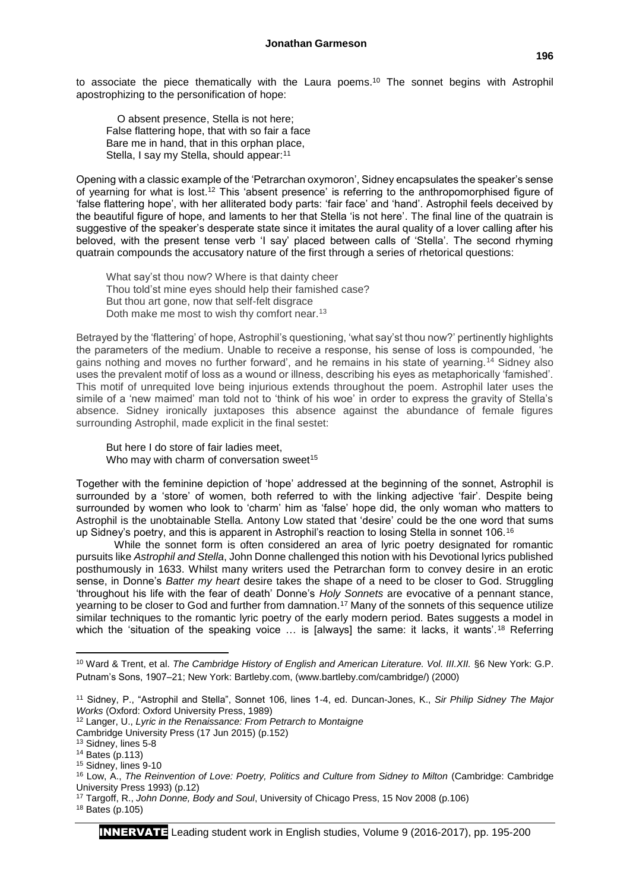to associate the piece thematically with the Laura poems.[10] The sonnet begins with Astrophil apostrophizing to the personification of hope:

> O absent presence, Stella is not here;
> False flattering hope, that with so fair a face
> Bare me in hand, that in this orphan place,
> Stella, I say my Stella, should appear:[11]

Opening with a classic example of the 'Petrarchan oxymoron', Sidney encapsulates the speaker's sense of yearning for what is lost.[12] This 'absent presence' is referring to the anthropomorphised figure of 'false flattering hope', with her alliterated body parts: 'fair face' and 'hand'. Astrophil feels deceived by the beautiful figure of hope, and laments to her that Stella 'is not here'. The final line of the quatrain is suggestive of the speaker's desperate state since it imitates the aural quality of a lover calling after his beloved, with the present tense verb 'I say' placed between calls of 'Stella'. The second rhyming quatrain compounds the accusatory nature of the first through a series of rhetorical questions:

> What say'st thou now? Where is that dainty cheer
> Thou told'st mine eyes should help their famished case?
> But thou art gone, now that self-felt disgrace
> Doth make me most to wish thy comfort near.[13]

Betrayed by the 'flattering' of hope, Astrophil's questioning, 'what say'st thou now?' pertinently highlights the parameters of the medium. Unable to receive a response, his sense of loss is compounded, 'he gains nothing and moves no further forward', and he remains in his state of yearning.[14] Sidney also uses the prevalent motif of loss as a wound or illness, describing his eyes as metaphorically 'famished'. This motif of unrequited love being injurious extends throughout the poem. Astrophil later uses the simile of a 'new maimed' man told not to 'think of his woe' in order to express the gravity of Stella's absence. Sidney ironically juxtaposes this absence against the abundance of female figures surrounding Astrophil, made explicit in the final sestet:

> But here I do store of fair ladies meet,
> Who may with charm of conversation sweet[15]

Together with the feminine depiction of 'hope' addressed at the beginning of the sonnet, Astrophil is surrounded by a 'store' of women, both referred to with the linking adjective 'fair'. Despite being surrounded by women who look to 'charm' him as 'false' hope did, the only woman who matters to Astrophil is the unobtainable Stella. Antony Low stated that 'desire' could be the one word that sums up Sidney's poetry, and this is apparent in Astrophil's reaction to losing Stella in sonnet 106.[16]

While the sonnet form is often considered an area of lyric poetry designated for romantic pursuits like *Astrophil and Stella*, John Donne challenged this notion with his Devotional lyrics published posthumously in 1633. Whilst many writers used the Petrarchan form to convey desire in an erotic sense, in Donne's *Batter my heart* desire takes the shape of a need to be closer to God. Struggling 'throughout his life with the fear of death' Donne's *Holy Sonnets* are evocative of a pennant stance, yearning to be closer to God and further from damnation.[17] Many of the sonnets of this sequence utilize similar techniques to the romantic lyric poetry of the early modern period. Bates suggests a model in which the 'situation of the speaking voice … is [always] the same: it lacks, it wants'.[18] Referring

---

[10] Ward & Trent, et al. *The Cambridge History of English and American Literature. Vol. III.XII.* §6 New York: G.P. Putnam's Sons, 1907–21; New York: Bartleby.com, (www.bartleby.com/cambridge/) (2000)

[11] Sidney, P., "Astrophil and Stella", Sonnet 106, lines 1-4, ed. Duncan-Jones, K., *Sir Philip Sidney The Major Works* (Oxford: Oxford University Press, 1989)

[12] Langer, U., *Lyric in the Renaissance: From Petrarch to Montaigne* Cambridge University Press (17 Jun 2015) (p.152)

[13] Sidney, lines 5-8

[14] Bates (p.113)

[15] Sidney, lines 9-10

[16] Low, A., *The Reinvention of Love: Poetry, Politics and Culture from Sidney to Milton* (Cambridge: Cambridge University Press 1993) (p.12)

[17] Targoff, R., *John Donne, Body and Soul*, University of Chicago Press, 15 Nov 2008 (p.106)

[18] Bates (p.105)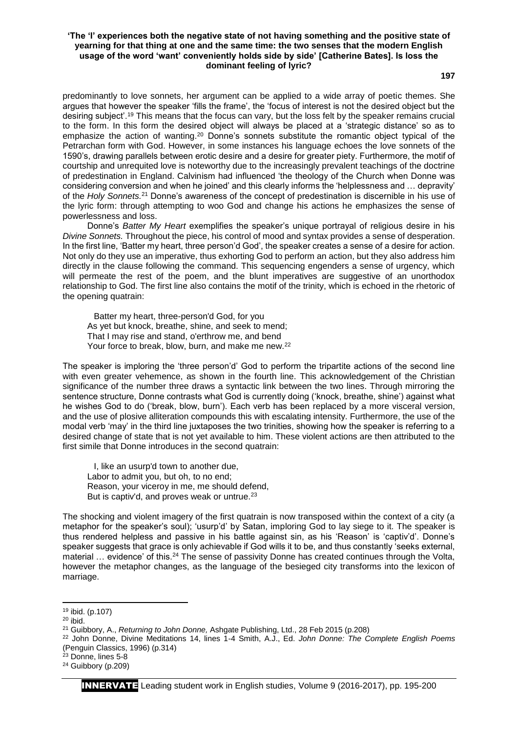predominantly to love sonnets, her argument can be applied to a wide array of poetic themes. She argues that however the speaker 'fills the frame', the 'focus of interest is not the desired object but the desiring subject'.[19] This means that the focus can vary, but the loss felt by the speaker remains crucial to the form. In this form the desired object will always be placed at a 'strategic distance' so as to emphasize the action of wanting.[20] Donne's sonnets substitute the romantic object typical of the Petrarchan form with God. However, in some instances his language echoes the love sonnets of the 1590's, drawing parallels between erotic desire and a desire for greater piety. Furthermore, the motif of courtship and unrequited love is noteworthy due to the increasingly prevalent teachings of the doctrine of predestination in England. Calvinism had influenced 'the theology of the Church when Donne was considering conversion and when he joined' and this clearly informs the 'helplessness and … depravity' of the *Holy Sonnets*.[21] Donne's awareness of the concept of predestination is discernible in his use of the lyric form: through attempting to woo God and change his actions he emphasizes the sense of powerlessness and loss.

Donne's *Batter My Heart* exemplifies the speaker's unique portrayal of religious desire in his *Divine Sonnets.* Throughout the piece, his control of mood and syntax provides a sense of desperation. In the first line, 'Batter my heart, three person'd God', the speaker creates a sense of a desire for action. Not only do they use an imperative, thus exhorting God to perform an action, but they also address him directly in the clause following the command. This sequencing engenders a sense of urgency, which will permeate the rest of the poem, and the blunt imperatives are suggestive of an unorthodox relationship to God. The first line also contains the motif of the trinity, which is echoed in the rhetoric of the opening quatrain:

> Batter my heart, three-person'd God, for you
> As yet but knock, breathe, shine, and seek to mend;
> That I may rise and stand, o'erthrow me, and bend
> Your force to break, blow, burn, and make me new.[22]

The speaker is imploring the 'three person'd' God to perform the tripartite actions of the second line with even greater vehemence, as shown in the fourth line. This acknowledgement of the Christian significance of the number three draws a syntactic link between the two lines. Through mirroring the sentence structure, Donne contrasts what God is currently doing ('knock, breathe, shine') against what he wishes God to do ('break, blow, burn'). Each verb has been replaced by a more visceral version, and the use of plosive alliteration compounds this with escalating intensity. Furthermore, the use of the modal verb 'may' in the third line juxtaposes the two trinities, showing how the speaker is referring to a desired change of state that is not yet available to him. These violent actions are then attributed to the first simile that Donne introduces in the second quatrain:

> I, like an usurp'd town to another due,
> Labor to admit you, but oh, to no end;
> Reason, your viceroy in me, me should defend,
> But is captiv'd, and proves weak or untrue.[23]

The shocking and violent imagery of the first quatrain is now transposed within the context of a city (a metaphor for the speaker's soul); 'usurp'd' by Satan, imploring God to lay siege to it. The speaker is thus rendered helpless and passive in his battle against sin, as his 'Reason' is 'captiv'd'. Donne's speaker suggests that grace is only achievable if God wills it to be, and thus constantly 'seeks external, material … evidence' of this.[24] The sense of passivity Donne has created continues through the Volta, however the metaphor changes, as the language of the besieged city transforms into the lexicon of marriage.

---

[19] ibid. (p.107)

[20] ibid.

[21] Guibbory, A., *Returning to John Donne,* Ashgate Publishing, Ltd., 28 Feb 2015 (p.208)

[22] John Donne, Divine Meditations 14, lines 1-4 Smith, A.J., Ed. *John Donne: The Complete English Poems* (Penguin Classics, 1996) (p.314)

[23] Donne, lines 5-8

[24] Guibbory (p.209)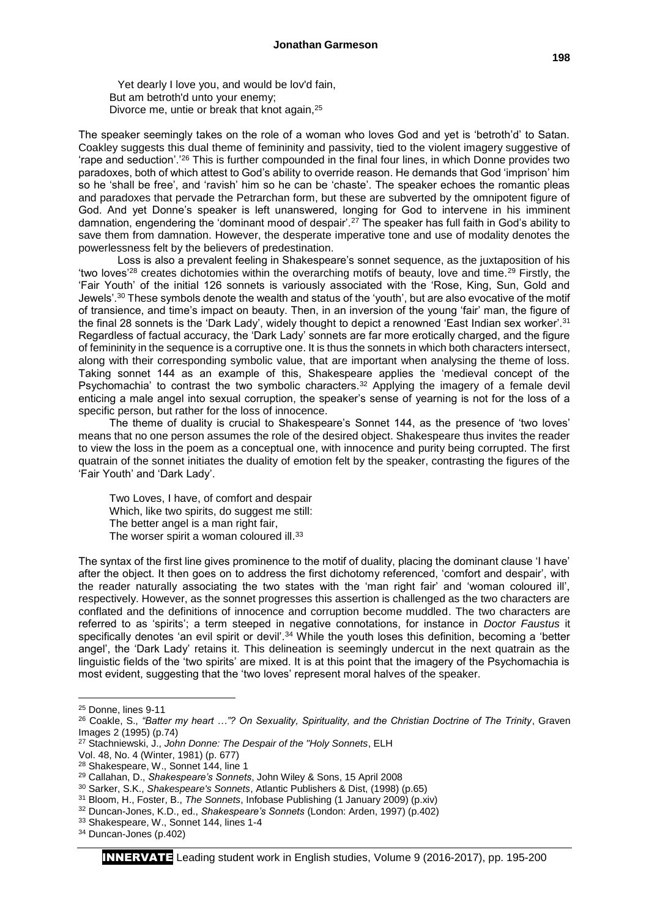Yet dearly I love you, and would be lov'd fain,  
But am betroth'd unto your enemy;  
Divorce me, untie or break that knot again,[25]

The speaker seemingly takes on the role of a woman who loves God and yet is 'betroth'd' to Satan. Coakley suggests this dual theme of femininity and passivity, tied to the violent imagery suggestive of 'rape and seduction'.'[26] This is further compounded in the final four lines, in which Donne provides two paradoxes, both of which attest to God's ability to override reason. He demands that God 'imprison' him so he 'shall be free', and 'ravish' him so he can be 'chaste'. The speaker echoes the romantic pleas and paradoxes that pervade the Petrarchan form, but these are subverted by the omnipotent figure of God. And yet Donne's speaker is left unanswered, longing for God to intervene in his imminent damnation, engendering the 'dominant mood of despair'.[27] The speaker has full faith in God's ability to save them from damnation. However, the desperate imperative tone and use of modality denotes the powerlessness felt by the believers of predestination.

Loss is also a prevalent feeling in Shakespeare's sonnet sequence, as the juxtaposition of his 'two loves'[28] creates dichotomies within the overarching motifs of beauty, love and time.[29] Firstly, the 'Fair Youth' of the initial 126 sonnets is variously associated with the 'Rose, King, Sun, Gold and Jewels'.[30] These symbols denote the wealth and status of the 'youth', but are also evocative of the motif of transience, and time's impact on beauty. Then, in an inversion of the young 'fair' man, the figure of the final 28 sonnets is the 'Dark Lady', widely thought to depict a renowned 'East Indian sex worker'.[31] Regardless of factual accuracy, the 'Dark Lady' sonnets are far more erotically charged, and the figure of femininity in the sequence is a corruptive one. It is thus the sonnets in which both characters intersect, along with their corresponding symbolic value, that are important when analysing the theme of loss. Taking sonnet 144 as an example of this, Shakespeare applies the 'medieval concept of the Psychomachia' to contrast the two symbolic characters.[32] Applying the imagery of a female devil enticing a male angel into sexual corruption, the speaker's sense of yearning is not for the loss of a specific person, but rather for the loss of innocence.

The theme of duality is crucial to Shakespeare's Sonnet 144, as the presence of 'two loves' means that no one person assumes the role of the desired object. Shakespeare thus invites the reader to view the loss in the poem as a conceptual one, with innocence and purity being corrupted. The first quatrain of the sonnet initiates the duality of emotion felt by the speaker, contrasting the figures of the 'Fair Youth' and 'Dark Lady'.

Two Loves, I have, of comfort and despair  
Which, like two spirits, do suggest me still:  
The better angel is a man right fair,  
The worser spirit a woman coloured ill.[33]

The syntax of the first line gives prominence to the motif of duality, placing the dominant clause 'I have' after the object. It then goes on to address the first dichotomy referenced, 'comfort and despair', with the reader naturally associating the two states with the 'man right fair' and 'woman coloured ill', respectively. However, as the sonnet progresses this assertion is challenged as the two characters are conflated and the definitions of innocence and corruption become muddled. The two characters are referred to as 'spirits'; a term steeped in negative connotations, for instance in *Doctor Faustus* it specifically denotes 'an evil spirit or devil'.[34] While the youth loses this definition, becoming a 'better angel', the 'Dark Lady' retains it. This delineation is seemingly undercut in the next quatrain as the linguistic fields of the 'two spirits' are mixed. It is at this point that the imagery of the Psychomachia is most evident, suggesting that the 'two loves' represent moral halves of the speaker.

---

[25] Donne, lines 9-11

[26] Coakle, S., *"Batter my heart …"? On Sexuality, Spirituality, and the Christian Doctrine of The Trinity*, Graven Images 2 (1995) (p.74)

[27] Stachniewski, J., *John Donne: The Despair of the "Holy Sonnets*, ELH Vol. 48, No. 4 (Winter, 1981) (p. 677)

[28] Shakespeare, W., Sonnet 144, line 1

[29] Callahan, D., *Shakespeare's Sonnets*, John Wiley & Sons, 15 April 2008

[30] Sarker, S.K., *Shakespeare's Sonnets*, Atlantic Publishers & Dist, (1998) (p.65)

[31] Bloom, H., Foster, B., *The Sonnets*, Infobase Publishing (1 January 2009) (p.xiv)

[32] Duncan-Jones, K.D., ed., *Shakespeare's Sonnets* (London: Arden, 1997) (p.402)

[33] Shakespeare, W., Sonnet 144, lines 1-4

[34] Duncan-Jones (p.402)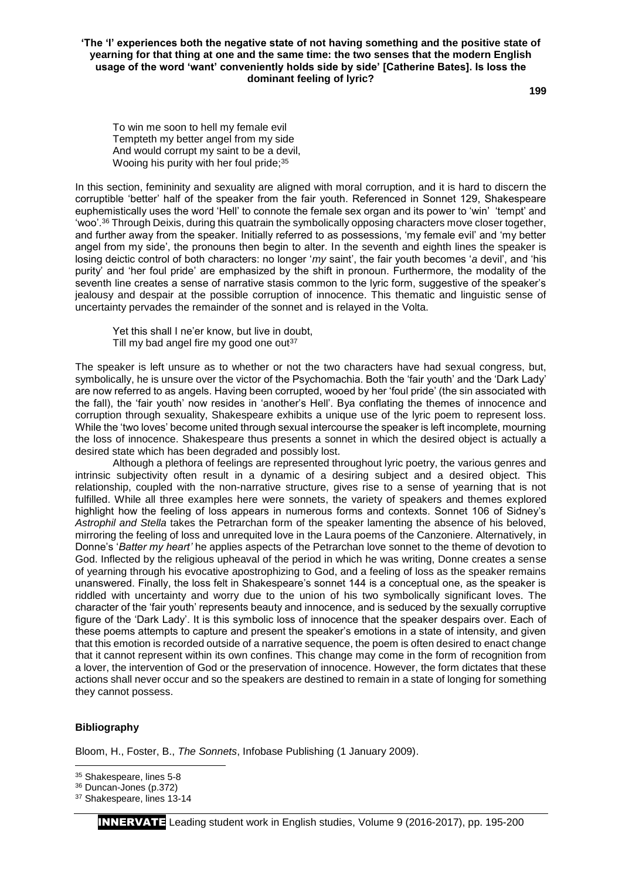> To win me soon to hell my female evil
> Tempteth my better angel from my side
> And would corrupt my saint to be a devil,
> Wooing his purity with her foul pride;[35]

In this section, femininity and sexuality are aligned with moral corruption, and it is hard to discern the corruptible 'better' half of the speaker from the fair youth. Referenced in Sonnet 129, Shakespeare euphemistically uses the word 'Hell' to connote the female sex organ and its power to 'win' 'tempt' and 'woo'.[36] Through Deixis, during this quatrain the symbolically opposing characters move closer together, and further away from the speaker. Initially referred to as possessions, 'my female evil' and 'my better angel from my side', the pronouns then begin to alter. In the seventh and eighth lines the speaker is losing deictic control of both characters: no longer '*my* saint', the fair youth becomes '*a* devil', and 'his purity' and 'her foul pride' are emphasized by the shift in pronoun. Furthermore, the modality of the seventh line creates a sense of narrative stasis common to the lyric form, suggestive of the speaker's jealousy and despair at the possible corruption of innocence. This thematic and linguistic sense of uncertainty pervades the remainder of the sonnet and is relayed in the Volta.

> Yet this shall I ne'er know, but live in doubt,
> Till my bad angel fire my good one out[37]

The speaker is left unsure as to whether or not the two characters have had sexual congress, but, symbolically, he is unsure over the victor of the Psychomachia. Both the 'fair youth' and the 'Dark Lady' are now referred to as angels. Having been corrupted, wooed by her 'foul pride' (the sin associated with the fall), the 'fair youth' now resides in 'another's Hell'. Bya conflating the themes of innocence and corruption through sexuality, Shakespeare exhibits a unique use of the lyric poem to represent loss. While the 'two loves' become united through sexual intercourse the speaker is left incomplete, mourning the loss of innocence. Shakespeare thus presents a sonnet in which the desired object is actually a desired state which has been degraded and possibly lost.

Although a plethora of feelings are represented throughout lyric poetry, the various genres and intrinsic subjectivity often result in a dynamic of a desiring subject and a desired object. This relationship, coupled with the non-narrative structure, gives rise to a sense of yearning that is not fulfilled. While all three examples here were sonnets, the variety of speakers and themes explored highlight how the feeling of loss appears in numerous forms and contexts. Sonnet 106 of Sidney's *Astrophil and Stella* takes the Petrarchan form of the speaker lamenting the absence of his beloved, mirroring the feeling of loss and unrequited love in the Laura poems of the Canzoniere. Alternatively, in Donne's '*Batter my heart'* he applies aspects of the Petrarchan love sonnet to the theme of devotion to God. Inflected by the religious upheaval of the period in which he was writing, Donne creates a sense of yearning through his evocative apostrophizing to God, and a feeling of loss as the speaker remains unanswered. Finally, the loss felt in Shakespeare's sonnet 144 is a conceptual one, as the speaker is riddled with uncertainty and worry due to the union of his two symbolically significant loves. The character of the 'fair youth' represents beauty and innocence, and is seduced by the sexually corruptive figure of the 'Dark Lady'. It is this symbolic loss of innocence that the speaker despairs over. Each of these poems attempts to capture and present the speaker's emotions in a state of intensity, and given that this emotion is recorded outside of a narrative sequence, the poem is often desired to enact change that it cannot represent within its own confines. This change may come in the form of recognition from a lover, the intervention of God or the preservation of innocence. However, the form dictates that these actions shall never occur and so the speakers are destined to remain in a state of longing for something they cannot possess.

### Bibliography

Bloom, H., Foster, B., *The Sonnets*, Infobase Publishing (1 January 2009).

---

[35] Shakespeare, lines 5-8

[36] Duncan-Jones (p.372)

[37] Shakespeare, lines 13-14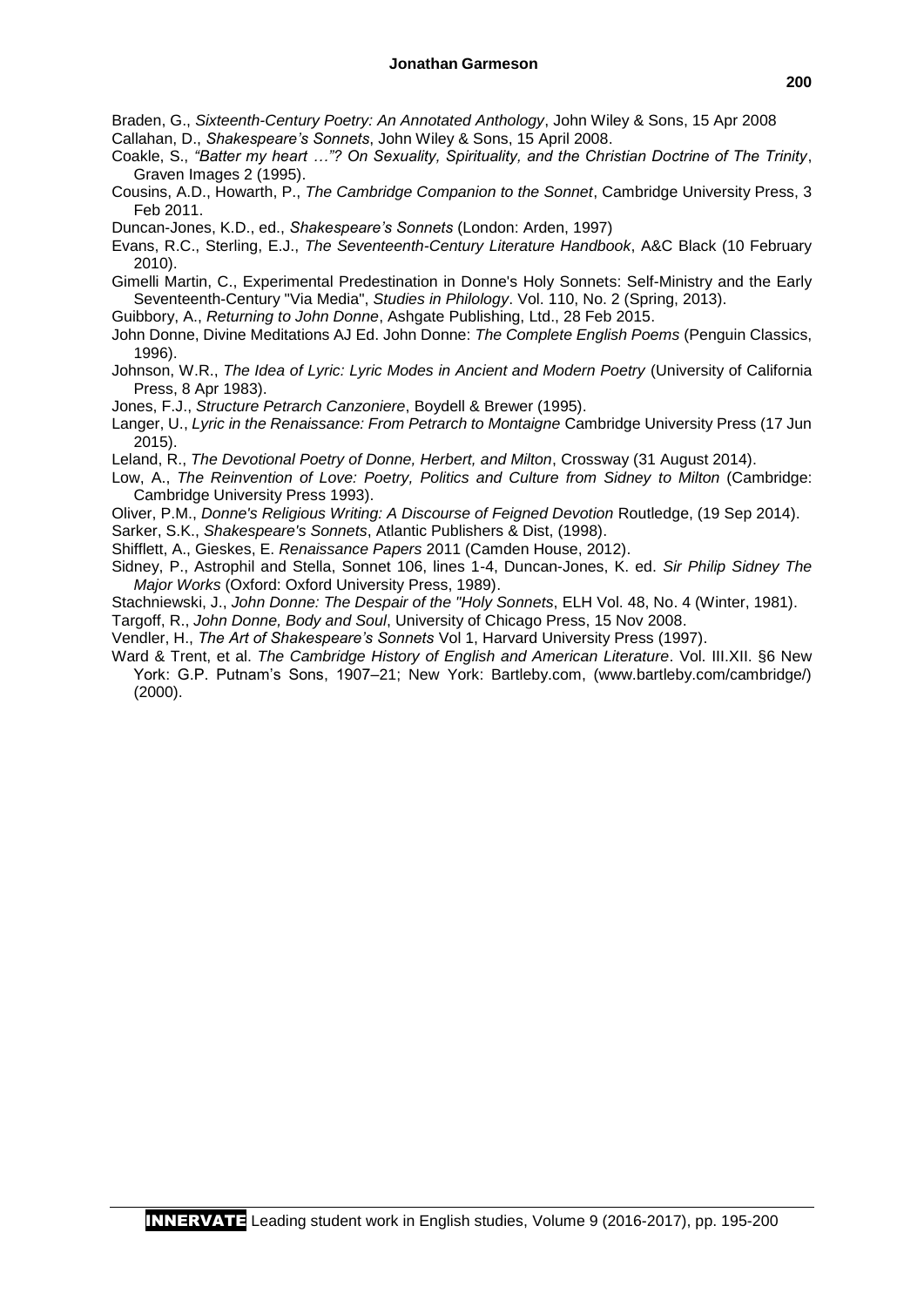Braden, G., *Sixteenth-Century Poetry: An Annotated Anthology*, John Wiley & Sons, 15 Apr 2008

Callahan, D., *Shakespeare's Sonnets*, John Wiley & Sons, 15 April 2008.

Coakle, S., *"Batter my heart …"? On Sexuality, Spirituality, and the Christian Doctrine of The Trinity*, Graven Images 2 (1995).

Cousins, A.D., Howarth, P., *The Cambridge Companion to the Sonnet*, Cambridge University Press, 3 Feb 2011.

Duncan-Jones, K.D., ed., *Shakespeare's Sonnets* (London: Arden, 1997)

Evans, R.C., Sterling, E.J., *The Seventeenth-Century Literature Handbook*, A&C Black (10 February 2010).

Gimelli Martin, C., Experimental Predestination in Donne's Holy Sonnets: Self-Ministry and the Early Seventeenth-Century "Via Media", *Studies in Philology*. Vol. 110, No. 2 (Spring, 2013).

Guibbory, A., *Returning to John Donne*, Ashgate Publishing, Ltd., 28 Feb 2015.

John Donne, Divine Meditations AJ Ed. John Donne: *The Complete English Poems* (Penguin Classics, 1996).

Johnson, W.R., *The Idea of Lyric: Lyric Modes in Ancient and Modern Poetry* (University of California Press, 8 Apr 1983).

Jones, F.J., *Structure Petrarch Canzoniere*, Boydell & Brewer (1995).

Langer, U., *Lyric in the Renaissance: From Petrarch to Montaigne* Cambridge University Press (17 Jun 2015).

Leland, R., *The Devotional Poetry of Donne, Herbert, and Milton*, Crossway (31 August 2014).

Low, A., *The Reinvention of Love: Poetry, Politics and Culture from Sidney to Milton* (Cambridge: Cambridge University Press 1993).

Oliver, P.M., *Donne's Religious Writing: A Discourse of Feigned Devotion* Routledge, (19 Sep 2014).

Sarker, S.K., *Shakespeare's Sonnets*, Atlantic Publishers & Dist, (1998).

Shifflett, A., Gieskes, E. *Renaissance Papers* 2011 (Camden House, 2012).

Sidney, P., Astrophil and Stella, Sonnet 106, lines 1-4, Duncan-Jones, K. ed. *Sir Philip Sidney The Major Works* (Oxford: Oxford University Press, 1989).

Stachniewski, J., *John Donne: The Despair of the "Holy Sonnets*, ELH Vol. 48, No. 4 (Winter, 1981).

Targoff, R., *John Donne, Body and Soul*, University of Chicago Press, 15 Nov 2008.

Vendler, H., *The Art of Shakespeare's Sonnets* Vol 1, Harvard University Press (1997).

Ward & Trent, et al. *The Cambridge History of English and American Literature*. Vol. III.XII. §6 New York: G.P. Putnam's Sons, 1907–21; New York: Bartleby.com, (www.bartleby.com/cambridge/) (2000).